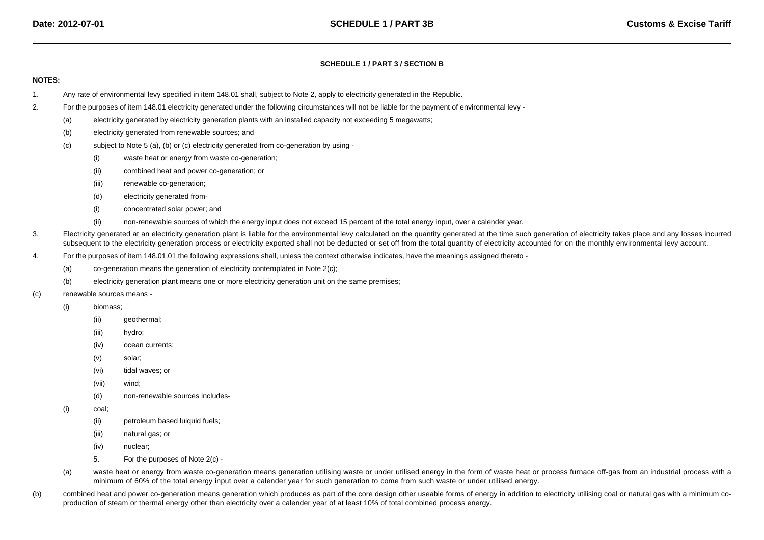**SCHEDULE 1 / PART 3 / SECTION B**

**NOTES:**

1. Any rate of environmental levy specified in item 148.01 shall, subject to Note 2, apply to electricity generated in the Republic.

2. For the purposes of item 148.01 electricity generated under the following circumstances will not be liable for the payment of environmental levy -

   (a) electricity generated by electricity generation plants with an installed capacity not exceeding 5 megawatts;

   (b) electricity generated from renewable sources; and

   (c) subject to Note 5 (a), (b) or (c) electricity generated from co-generation by using -

      (i) waste heat or energy from waste co-generation;

      (ii) combined heat and power co-generation; or

      (iii) renewable co-generation;

   (d) electricity generated from-

      (i) concentrated solar power; and

      (ii) non-renewable sources of which the energy input does not exceed 15 percent of the total energy input, over a calender year.

3. Electricity generated at an electricity generation plant is liable for the environmental levy calculated on the quantity generated at the time such generation of electricity takes place and any losses incurred subsequent to the electricity generation process or electricity exported shall not be deducted or set off from the total quantity of electricity accounted for on the monthly environmental levy account.

4. For the purposes of item 148.01.01 the following expressions shall, unless the context otherwise indicates, have the meanings assigned thereto -

   (a) co-generation means the generation of electricity contemplated in Note 2(c);

   (b) electricity generation plant means one or more electricity generation unit on the same premises;

   (c) renewable sources means -

      (i) biomass;

      (ii) geothermal;

      (iii) hydro;

      (iv) ocean currents;

      (v) solar;

      (vi) tidal waves; or

      (vii) wind;

   (d) non-renewable sources includes-

      (i) coal;

      (ii) petroleum based luiquid fuels;

      (iii) natural gas; or

      (iv) nuclear;

5. For the purposes of Note 2(c) -

   (a) waste heat or energy from waste co-generation means generation utilising waste or under utilised energy in the form of waste heat or process furnace off-gas from an industrial process with a minimum of 60% of the total energy input over a calender year for such generation to come from such waste or under utilised energy.

   (b) combined heat and power co-generation means generation which produces as part of the core design other useable forms of energy in addition to electricity utilising coal or natural gas with a minimum co-production of steam or thermal energy other than electricity over a calender year of at least 10% of total combined process energy.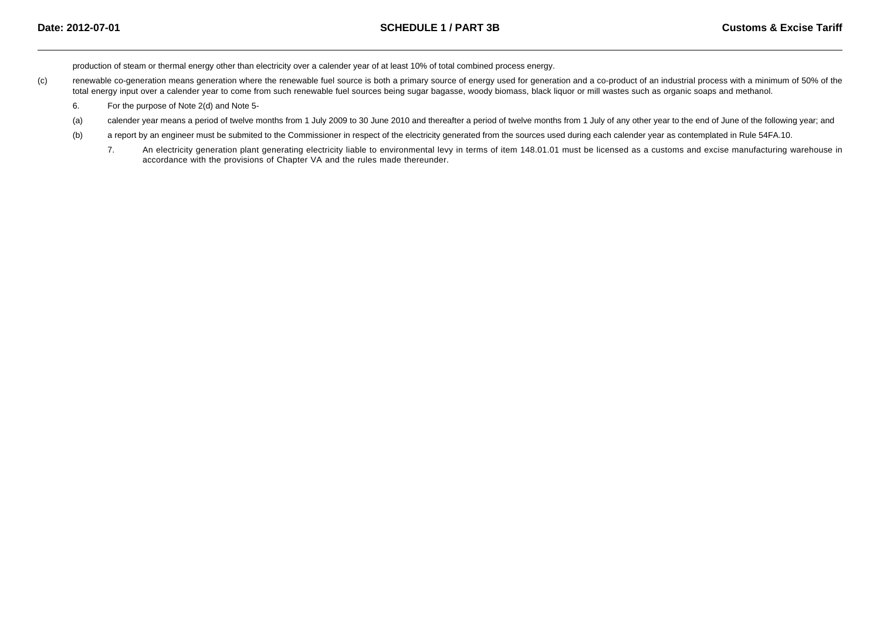production of steam or thermal energy other than electricity over a calender year of at least 10% of total combined process energy.

(c) renewable co-generation means generation where the renewable fuel source is both a primary source of energy used for generation and a co-product of an industrial process with a minimum of 50% of the total energy input over a calender year to come from such renewable fuel sources being sugar bagasse, woody biomass, black liquor or mill wastes such as organic soaps and methanol.

6. For the purpose of Note 2(d) and Note 5-

(a) calender year means a period of twelve months from 1 July 2009 to 30 June 2010 and thereafter a period of twelve months from 1 July of any other year to the end of June of the following year; and

(b) a report by an engineer must be submited to the Commissioner in respect of the electricity generated from the sources used during each calender year as contemplated in Rule 54FA.10.

7. An electricity generation plant generating electricity liable to environmental levy in terms of item 148.01.01 must be licensed as a customs and excise manufacturing warehouse in accordance with the provisions of Chapter VA and the rules made thereunder.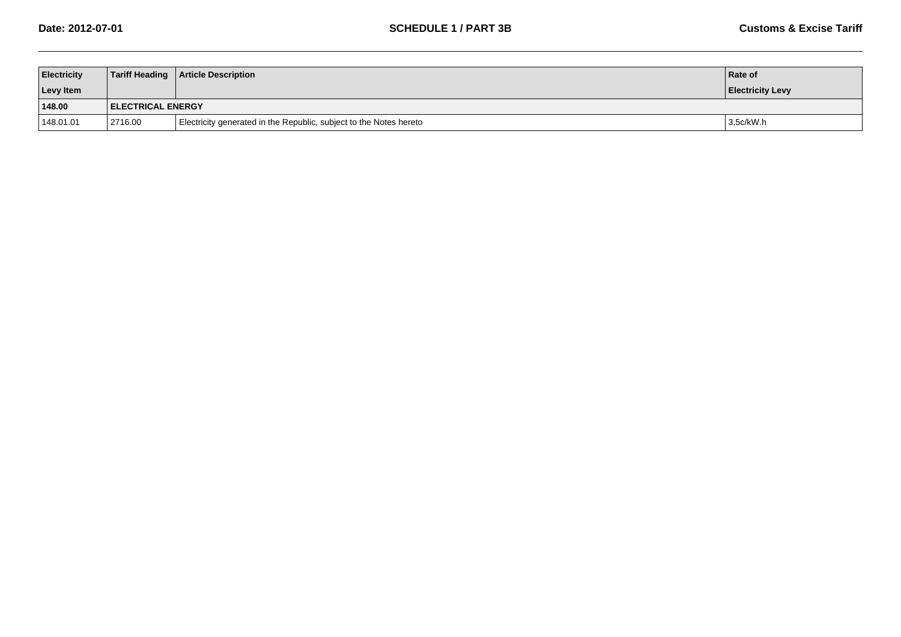| Electricity Levy Item | Tariff Heading | Article Description | Rate of Electricity Levy |
|---|---|---|---|
| **148.00** | **ELECTRICAL ENERGY** | | |
| 148.01.01 | 2716.00 | Electricity generated in the Republic, subject to the Notes hereto | 3,5c/kW.h |